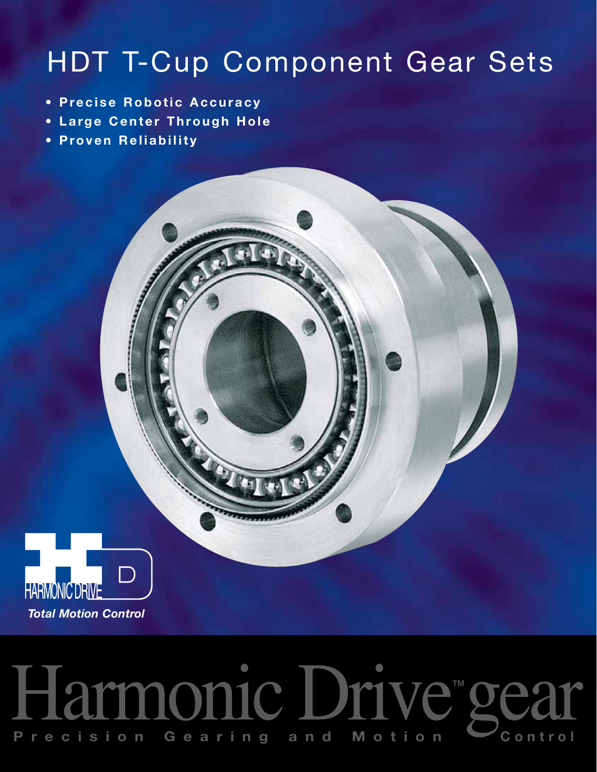# HDT T-Cup Component Gear Sets

- **Precise Robotic Accuracy**
- **Large Center Through Hole**
- **Proven Reliability**

HARMONIC DRIVE

***Total Motion Control***

Harmonic Drive™ gear

**Precision Gearing and Motion Control**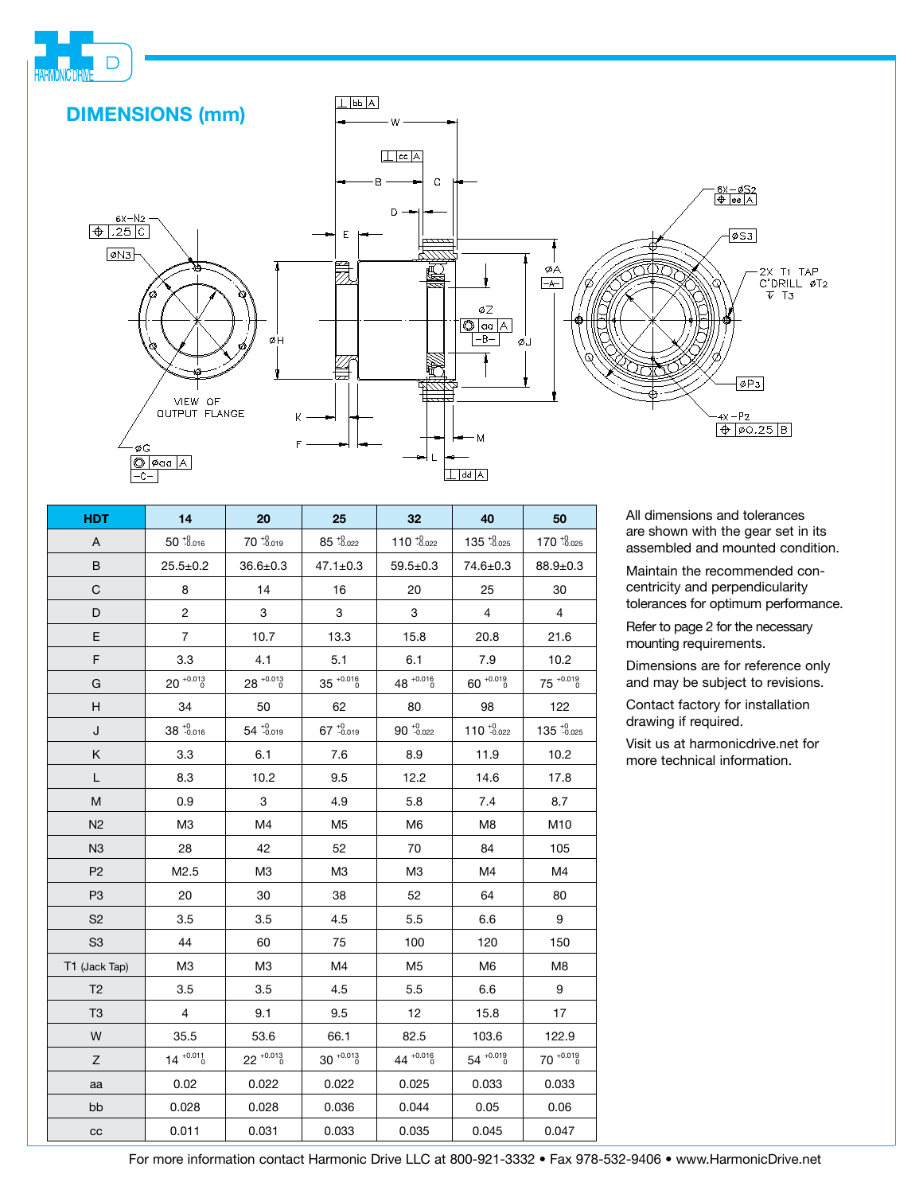## DIMENSIONS (mm)

| HDT | 14 | 20 | 25 | 32 | 40 | 50 |
|---|---|---|---|---|---|---|
| A | 50 $^{+0}_{-0.016}$ | 70 $^{+0}_{-0.019}$ | 85 $^{+0}_{-0.022}$ | 110 $^{+0}_{-0.022}$ | 135 $^{+0}_{-0.025}$ | 170 $^{+0}_{-0.025}$ |
| B | 25.5±0.2 | 36.6±0.3 | 47.1±0.3 | 59.5±0.3 | 74.6±0.3 | 88.9±0.3 |
| C | 8 | 14 | 16 | 20 | 25 | 30 |
| D | 2 | 3 | 3 | 3 | 4 | 4 |
| E | 7 | 10.7 | 13.3 | 15.8 | 20.8 | 21.6 |
| F | 3.3 | 4.1 | 5.1 | 6.1 | 7.9 | 10.2 |
| G | 20 $^{+0.013}_{0}$ | 28 $^{+0.013}_{0}$ | 35 $^{+0.016}_{0}$ | 48 $^{+0.016}_{0}$ | 60 $^{+0.019}_{0}$ | 75 $^{+0.019}_{0}$ |
| H | 34 | 50 | 62 | 80 | 98 | 122 |
| J | 38 $^{+0}_{-0.016}$ | 54 $^{+0}_{-0.019}$ | 67 $^{+0}_{-0.019}$ | 90 $^{+0}_{-0.022}$ | 110 $^{+0}_{-0.022}$ | 135 $^{+0}_{-0.025}$ |
| K | 3.3 | 6.1 | 7.6 | 8.9 | 11.9 | 10.2 |
| L | 8.3 | 10.2 | 9.5 | 12.2 | 14.6 | 17.8 |
| M | 0.9 | 3 | 4.9 | 5.8 | 7.4 | 8.7 |
| N2 | M3 | M4 | M5 | M6 | M8 | M10 |
| N3 | 28 | 42 | 52 | 70 | 84 | 105 |
| P2 | M2.5 | M3 | M3 | M3 | M4 | M4 |
| P3 | 20 | 30 | 38 | 52 | 64 | 80 |
| S2 | 3.5 | 3.5 | 4.5 | 5.5 | 6.6 | 9 |
| S3 | 44 | 60 | 75 | 100 | 120 | 150 |
| T1 (Jack Tap) | M3 | M3 | M4 | M5 | M6 | M8 |
| T2 | 3.5 | 3.5 | 4.5 | 5.5 | 6.6 | 9 |
| T3 | 4 | 9.1 | 9.5 | 12 | 15.8 | 17 |
| W | 35.5 | 53.6 | 66.1 | 82.5 | 103.6 | 122.9 |
| Z | 14 $^{+0.011}_{0}$ | 22 $^{+0.013}_{0}$ | 30 $^{+0.013}_{0}$ | 44 $^{+0.016}_{0}$ | 54 $^{+0.019}_{0}$ | 70 $^{+0.019}_{0}$ |
| aa | 0.02 | 0.022 | 0.022 | 0.025 | 0.033 | 0.033 |
| bb | 0.028 | 0.028 | 0.036 | 0.044 | 0.05 | 0.06 |
| cc | 0.011 | 0.031 | 0.033 | 0.035 | 0.045 | 0.047 |

All dimensions and tolerances are shown with the gear set in its assembled and mounted condition.

Maintain the recommended concentricity and perpendicularity tolerances for optimum performance.

Refer to page 2 for the necessary mounting requirements.

Dimensions are for reference only and may be subject to revisions.

Contact factory for installation drawing if required.

Visit us at harmonicdrive.net for more technical information.

For more information contact Harmonic Drive LLC at 800-921-3332 • Fax 978-532-9406 • www.HarmonicDrive.net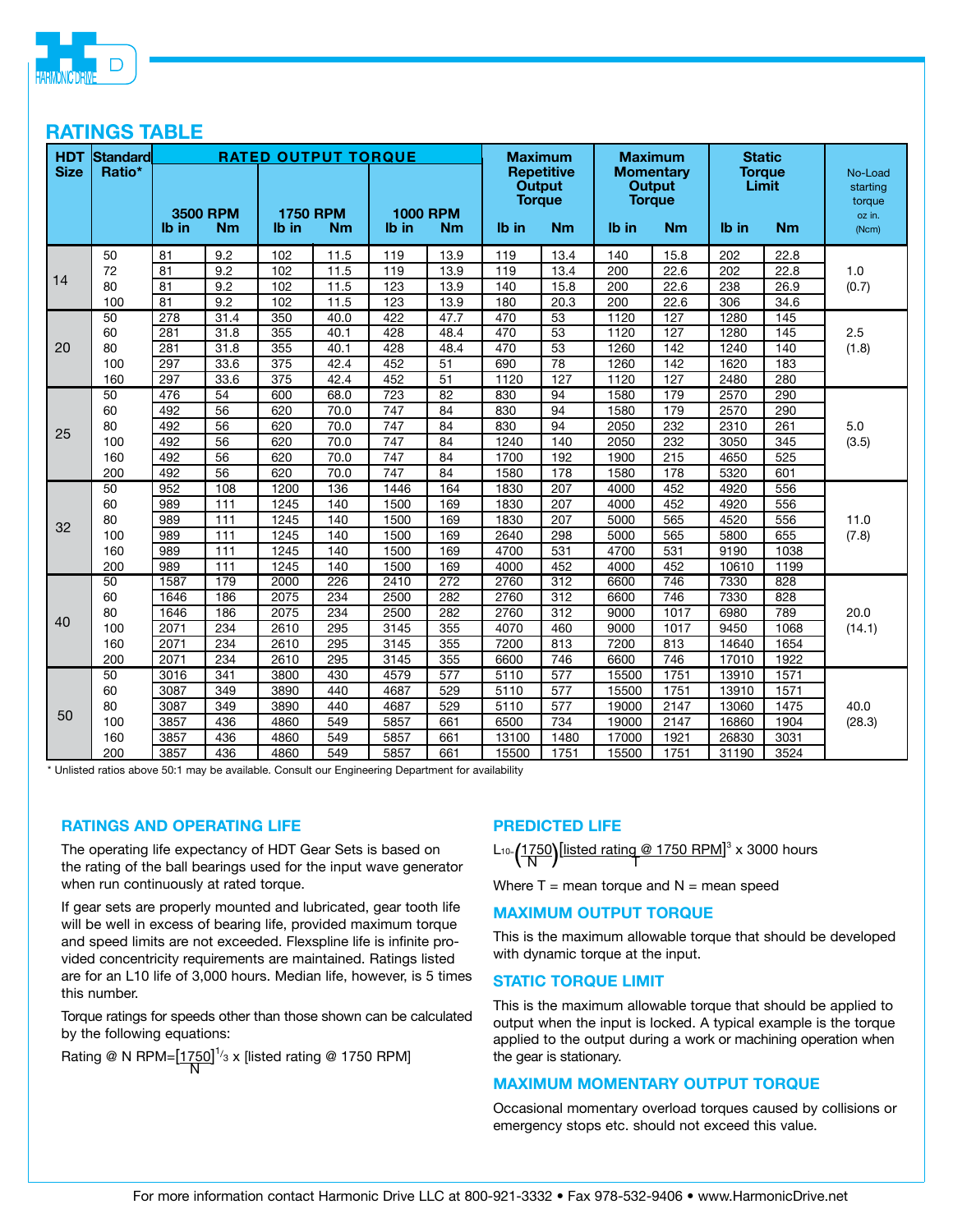## RATINGS TABLE

| HDT Size | Standard Ratio* | RATED OUTPUT TORQUE | | | | | | Maximum Repetitive Output Torque | | Maximum Momentary Output Torque | | Static Torque Limit | | No-Load starting torque oz in. (Ncm) |
|---|---|---|---|---|---|---|---|---|---|---|---|---|---|---|
| | | 3500 RPM | | 1750 RPM | | 1000 RPM | | | | | | | | |
| | | lb in | Nm | lb in | Nm | lb in | Nm | lb in | Nm | lb in | Nm | lb in | Nm | |
| 14 | 50 | 81 | 9.2 | 102 | 11.5 | 119 | 13.9 | 119 | 13.4 | 140 | 15.8 | 202 | 22.8 | 1.0 (0.7) |
| | 72 | 81 | 9.2 | 102 | 11.5 | 119 | 13.9 | 119 | 13.4 | 200 | 22.6 | 202 | 22.8 | |
| | 80 | 81 | 9.2 | 102 | 11.5 | 123 | 13.9 | 140 | 15.8 | 200 | 22.6 | 238 | 26.9 | |
| | 100 | 81 | 9.2 | 102 | 11.5 | 123 | 13.9 | 180 | 20.3 | 200 | 22.6 | 306 | 34.6 | |
| 20 | 50 | 278 | 31.4 | 350 | 40.0 | 422 | 47.7 | 470 | 53 | 1120 | 127 | 1280 | 145 | 2.5 (1.8) |
| | 60 | 281 | 31.8 | 355 | 40.1 | 428 | 48.4 | 470 | 53 | 1120 | 127 | 1280 | 145 | |
| | 80 | 281 | 31.8 | 355 | 40.1 | 428 | 48.4 | 470 | 53 | 1260 | 142 | 1240 | 140 | |
| | 100 | 297 | 33.6 | 375 | 42.4 | 452 | 51 | 690 | 78 | 1260 | 142 | 1620 | 183 | |
| | 160 | 297 | 33.6 | 375 | 42.4 | 452 | 51 | 1120 | 127 | 1120 | 127 | 2480 | 280 | |
| 25 | 50 | 476 | 54 | 600 | 68.0 | 723 | 82 | 830 | 94 | 1580 | 179 | 2570 | 290 | 5.0 (3.5) |
| | 60 | 492 | 56 | 620 | 70.0 | 747 | 84 | 830 | 94 | 1580 | 179 | 2570 | 290 | |
| | 80 | 492 | 56 | 620 | 70.0 | 747 | 84 | 830 | 94 | 2050 | 232 | 2310 | 261 | |
| | 100 | 492 | 56 | 620 | 70.0 | 747 | 84 | 1240 | 140 | 2050 | 232 | 3050 | 345 | |
| | 160 | 492 | 56 | 620 | 70.0 | 747 | 84 | 1700 | 192 | 1900 | 215 | 4650 | 525 | |
| | 200 | 492 | 56 | 620 | 70.0 | 747 | 84 | 1580 | 178 | 1580 | 178 | 5320 | 601 | |
| 32 | 50 | 952 | 108 | 1200 | 136 | 1446 | 164 | 1830 | 207 | 4000 | 452 | 4920 | 556 | 11.0 (7.8) |
| | 60 | 989 | 111 | 1245 | 140 | 1500 | 169 | 1830 | 207 | 4000 | 452 | 4920 | 556 | |
| | 80 | 989 | 111 | 1245 | 140 | 1500 | 169 | 1830 | 207 | 5000 | 565 | 4520 | 556 | |
| | 100 | 989 | 111 | 1245 | 140 | 1500 | 169 | 2640 | 298 | 5000 | 565 | 5800 | 655 | |
| | 160 | 989 | 111 | 1245 | 140 | 1500 | 169 | 4700 | 531 | 4700 | 531 | 9190 | 1038 | |
| | 200 | 989 | 111 | 1245 | 140 | 1500 | 169 | 4000 | 452 | 4000 | 452 | 10610 | 1199 | |
| 40 | 50 | 1587 | 179 | 2000 | 226 | 2410 | 272 | 2760 | 312 | 6600 | 746 | 7330 | 828 | 20.0 (14.1) |
| | 60 | 1646 | 186 | 2075 | 234 | 2500 | 282 | 2760 | 312 | 6600 | 746 | 7330 | 828 | |
| | 80 | 1646 | 186 | 2075 | 234 | 2500 | 282 | 2760 | 312 | 9000 | 1017 | 6980 | 789 | |
| | 100 | 2071 | 234 | 2610 | 295 | 3145 | 355 | 4070 | 460 | 9000 | 1017 | 9450 | 1068 | |
| | 160 | 2071 | 234 | 2610 | 295 | 3145 | 355 | 7200 | 813 | 7200 | 813 | 14640 | 1654 | |
| | 200 | 2071 | 234 | 2610 | 295 | 3145 | 355 | 6600 | 746 | 6600 | 746 | 17010 | 1922 | |
| 50 | 50 | 3016 | 341 | 3800 | 430 | 4579 | 577 | 5110 | 577 | 15500 | 1751 | 13910 | 1571 | 40.0 (28.3) |
| | 60 | 3087 | 349 | 3890 | 440 | 4687 | 529 | 5110 | 577 | 15500 | 1751 | 13910 | 1571 | |
| | 80 | 3087 | 349 | 3890 | 440 | 4687 | 529 | 5110 | 577 | 19000 | 2147 | 13060 | 1475 | |
| | 100 | 3857 | 436 | 4860 | 549 | 5857 | 661 | 6500 | 734 | 19000 | 2147 | 16860 | 1904 | |
| | 160 | 3857 | 436 | 4860 | 549 | 5857 | 661 | 13100 | 1480 | 17000 | 1921 | 26830 | 3031 | |
| | 200 | 3857 | 436 | 4860 | 549 | 5857 | 661 | 15500 | 1751 | 15500 | 1751 | 31190 | 3524 | |

\* Unlisted ratios above 50:1 may be available. Consult our Engineering Department for availability

### RATINGS AND OPERATING LIFE

The operating life expectancy of HDT Gear Sets is based on the rating of the ball bearings used for the input wave generator when run continuously at rated torque.

If gear sets are properly mounted and lubricated, gear tooth life will be well in excess of bearing life, provided maximum torque and speed limits are not exceeded. Flexspline life is infinite provided concentricity requirements are maintained. Ratings listed are for an L10 life of 3,000 hours. Median life, however, is 5 times this number.

Torque ratings for speeds other than those shown can be calculated by the following equations:

$$\text{Rating @ N RPM} = \left[\frac{1750}{N}\right]^{1/3} \times [\text{listed rating @ 1750 RPM}]$$

### PREDICTED LIFE

$$L_{10} = \left(\frac{1750}{N}\right)\left[\frac{\text{listed rating @ 1750 RPM}}{T}\right]^3 \times 3000 \text{ hours}$$

Where T = mean torque and N = mean speed

### MAXIMUM OUTPUT TORQUE

This is the maximum allowable torque that should be developed with dynamic torque at the input.

### STATIC TORQUE LIMIT

This is the maximum allowable torque that should be applied to output when the input is locked. A typical example is the torque applied to the output during a work or machining operation when the gear is stationary.

### MAXIMUM MOMENTARY OUTPUT TORQUE

Occasional momentary overload torques caused by collisions or emergency stops etc. should not exceed this value.

For more information contact Harmonic Drive LLC at 800-921-3332 • Fax 978-532-9406 • www.HarmonicDrive.net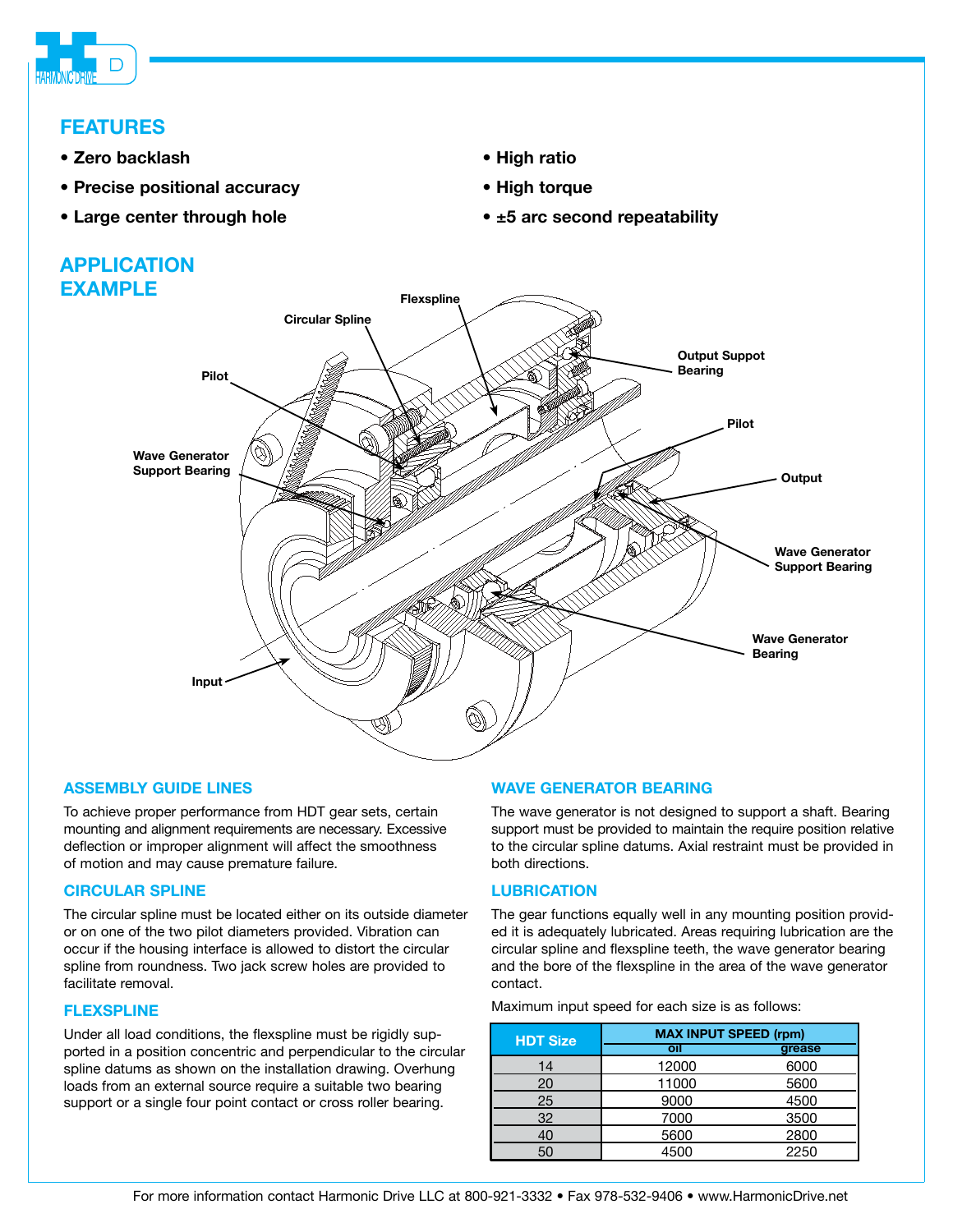## FEATURES

- Zero backlash
- Precise positional accuracy
- Large center through hole
- High ratio
- High torque
- ±5 arc second repeatability

## APPLICATION EXAMPLE

Flexspline
Circular Spline
Output Suppot Bearing
Pilot
Wave Generator Support Bearing
Pilot
Output
Wave Generator Support Bearing
Wave Generator Bearing
Input

### ASSEMBLY GUIDE LINES

To achieve proper performance from HDT gear sets, certain mounting and alignment requirements are necessary. Excessive deflection or improper alignment will affect the smoothness of motion and may cause premature failure.

### CIRCULAR SPLINE

The circular spline must be located either on its outside diameter or on one of the two pilot diameters provided. Vibration can occur if the housing interface is allowed to distort the circular spline from roundness. Two jack screw holes are provided to facilitate removal.

### FLEXSPLINE

Under all load conditions, the flexspline must be rigidly supported in a position concentric and perpendicular to the circular spline datums as shown on the installation drawing. Overhung loads from an external source require a suitable two bearing support or a single four point contact or cross roller bearing.

### WAVE GENERATOR BEARING

The wave generator is not designed to support a shaft. Bearing support must be provided to maintain the require position relative to the circular spline datums. Axial restraint must be provided in both directions.

### LUBRICATION

The gear functions equally well in any mounting position provided it is adequately lubricated. Areas requiring lubrication are the circular spline and flexspline teeth, the wave generator bearing and the bore of the flexspline in the area of the wave generator contact.

Maximum input speed for each size is as follows:

| HDT Size | MAX INPUT SPEED (rpm) | |
|---|---|---|
| | oil | grease |
| 14 | 12000 | 6000 |
| 20 | 11000 | 5600 |
| 25 | 9000 | 4500 |
| 32 | 7000 | 3500 |
| 40 | 5600 | 2800 |
| 50 | 4500 | 2250 |

For more information contact Harmonic Drive LLC at 800-921-3332 • Fax 978-532-9406 • www.HarmonicDrive.net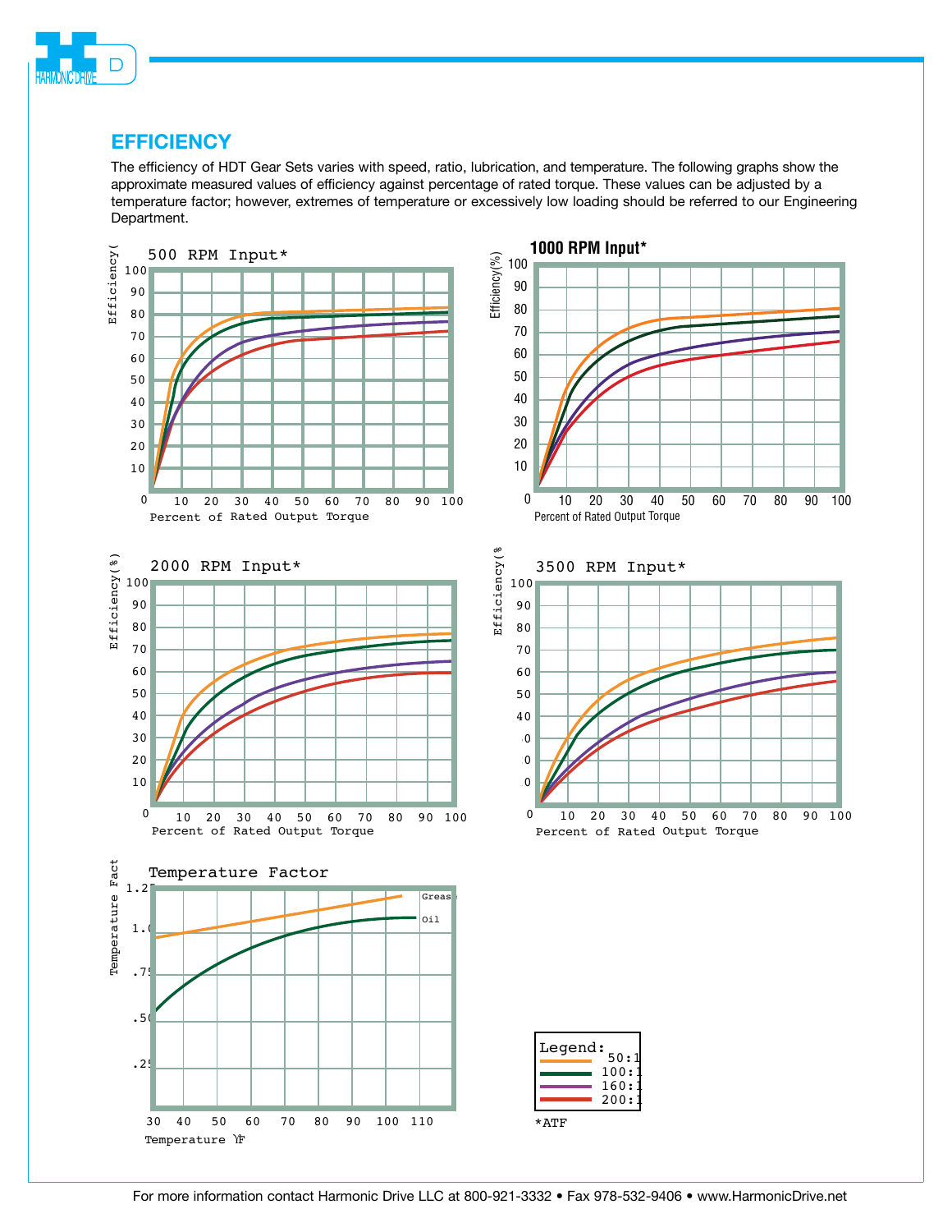## EFFICIENCY

The efficiency of HDT Gear Sets varies with speed, ratio, lubrication, and temperature. The following graphs show the approximate measured values of efficiency against percentage of rated torque. These values can be adjusted by a temperature factor; however, extremes of temperature or excessively low loading should be referred to our Engineering Department.

**500 RPM Input***

Efficiency(%) vs. Percent of Rated Output Torque

**1000 RPM Input***

Efficiency(%) vs. Percent of Rated Output Torque

**2000 RPM Input***

Efficiency(%) vs. Percent of Rated Output Torque

**3500 RPM Input***

Efficiency(%) vs. Percent of Rated Output Torque

**Temperature Factor**

Temperature Factor vs. Temperature °F (Grease, Oil)

Legend:
- 50:1
- 100:1
- 160:1
- 200:1

*ATF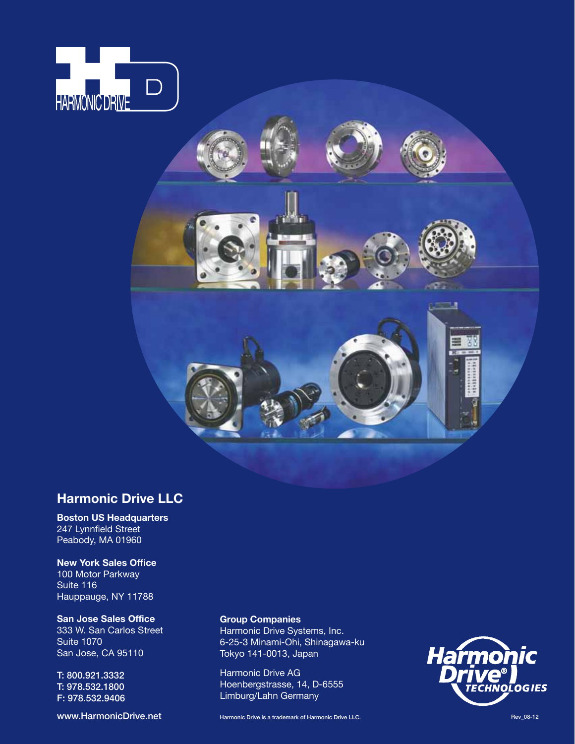## Harmonic Drive LLC

**Boston US Headquarters**
247 Lynnfield Street
Peabody, MA 01960

**New York Sales Office**
100 Motor Parkway
Suite 116
Hauppauge, NY 11788

**San Jose Sales Office**
333 W. San Carlos Street
Suite 1070
San Jose, CA 95110

**T: 800.921.3332**
**T: 978.532.1800**
**F: 978.532.9406**

**www.HarmonicDrive.net**

**Group Companies**
Harmonic Drive Systems, Inc.
6-25-3 Minami-Ohi, Shinagawa-ku
Tokyo 141-0013, Japan

Harmonic Drive AG
Hoenbergstrasse, 14, D-6555
Limburg/Lahn Germany

Harmonic Drive is a trademark of Harmonic Drive LLC.

Rev_08-12